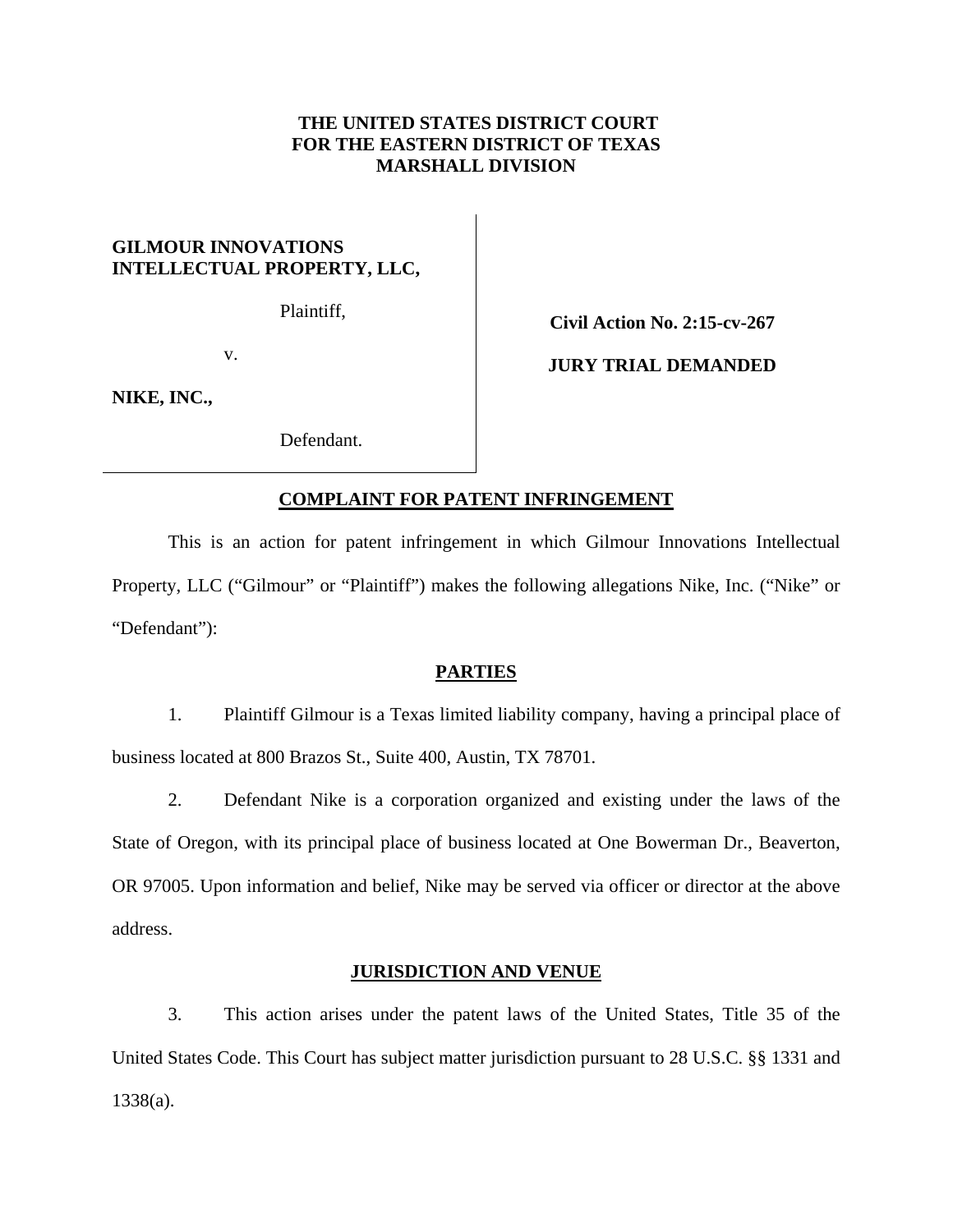**THE UNITED STATES DISTRICT COURT**
**FOR THE EASTERN DISTRICT OF TEXAS**
**MARSHALL DIVISION**

| | |
|---|---|
| **GILMOUR INNOVATIONS INTELLECTUAL PROPERTY, LLC,**<br><br>Plaintiff,<br><br>v.<br><br>**NIKE, INC.,**<br><br>Defendant. | **Civil Action No. 2:15-cv-267**<br><br>**JURY TRIAL DEMANDED** |

## COMPLAINT FOR PATENT INFRINGEMENT

This is an action for patent infringement in which Gilmour Innovations Intellectual Property, LLC ("Gilmour" or "Plaintiff") makes the following allegations Nike, Inc. ("Nike" or "Defendant"):

## PARTIES

1. Plaintiff Gilmour is a Texas limited liability company, having a principal place of business located at 800 Brazos St., Suite 400, Austin, TX 78701.

2. Defendant Nike is a corporation organized and existing under the laws of the State of Oregon, with its principal place of business located at One Bowerman Dr., Beaverton, OR 97005. Upon information and belief, Nike may be served via officer or director at the above address.

## JURISDICTION AND VENUE

3. This action arises under the patent laws of the United States, Title 35 of the United States Code. This Court has subject matter jurisdiction pursuant to 28 U.S.C. §§ 1331 and 1338(a).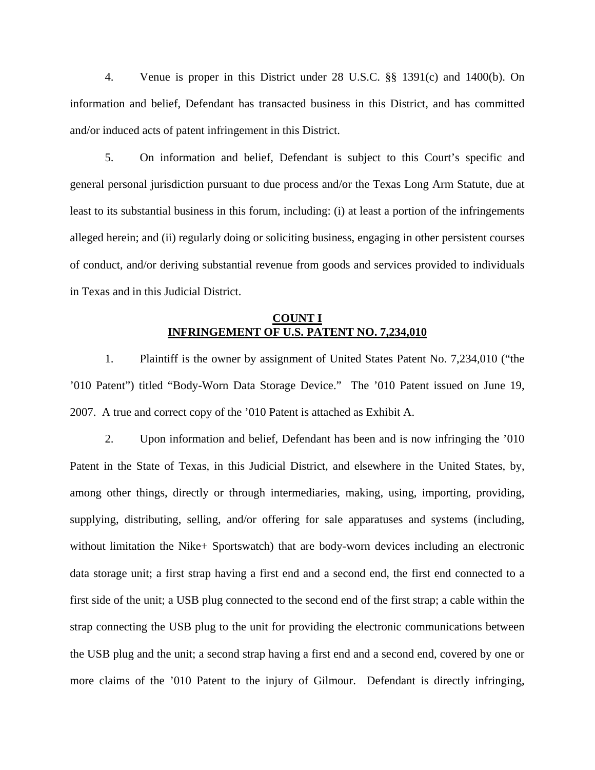4. Venue is proper in this District under 28 U.S.C. §§ 1391(c) and 1400(b). On information and belief, Defendant has transacted business in this District, and has committed and/or induced acts of patent infringement in this District.

5. On information and belief, Defendant is subject to this Court's specific and general personal jurisdiction pursuant to due process and/or the Texas Long Arm Statute, due at least to its substantial business in this forum, including: (i) at least a portion of the infringements alleged herein; and (ii) regularly doing or soliciting business, engaging in other persistent courses of conduct, and/or deriving substantial revenue from goods and services provided to individuals in Texas and in this Judicial District.

## COUNT I
## INFRINGEMENT OF U.S. PATENT NO. 7,234,010

1. Plaintiff is the owner by assignment of United States Patent No. 7,234,010 ("the '010 Patent") titled "Body-Worn Data Storage Device." The '010 Patent issued on June 19, 2007. A true and correct copy of the '010 Patent is attached as Exhibit A.

2. Upon information and belief, Defendant has been and is now infringing the '010 Patent in the State of Texas, in this Judicial District, and elsewhere in the United States, by, among other things, directly or through intermediaries, making, using, importing, providing, supplying, distributing, selling, and/or offering for sale apparatuses and systems (including, without limitation the Nike+ Sportswatch) that are body-worn devices including an electronic data storage unit; a first strap having a first end and a second end, the first end connected to a first side of the unit; a USB plug connected to the second end of the first strap; a cable within the strap connecting the USB plug to the unit for providing the electronic communications between the USB plug and the unit; a second strap having a first end and a second end, covered by one or more claims of the '010 Patent to the injury of Gilmour. Defendant is directly infringing,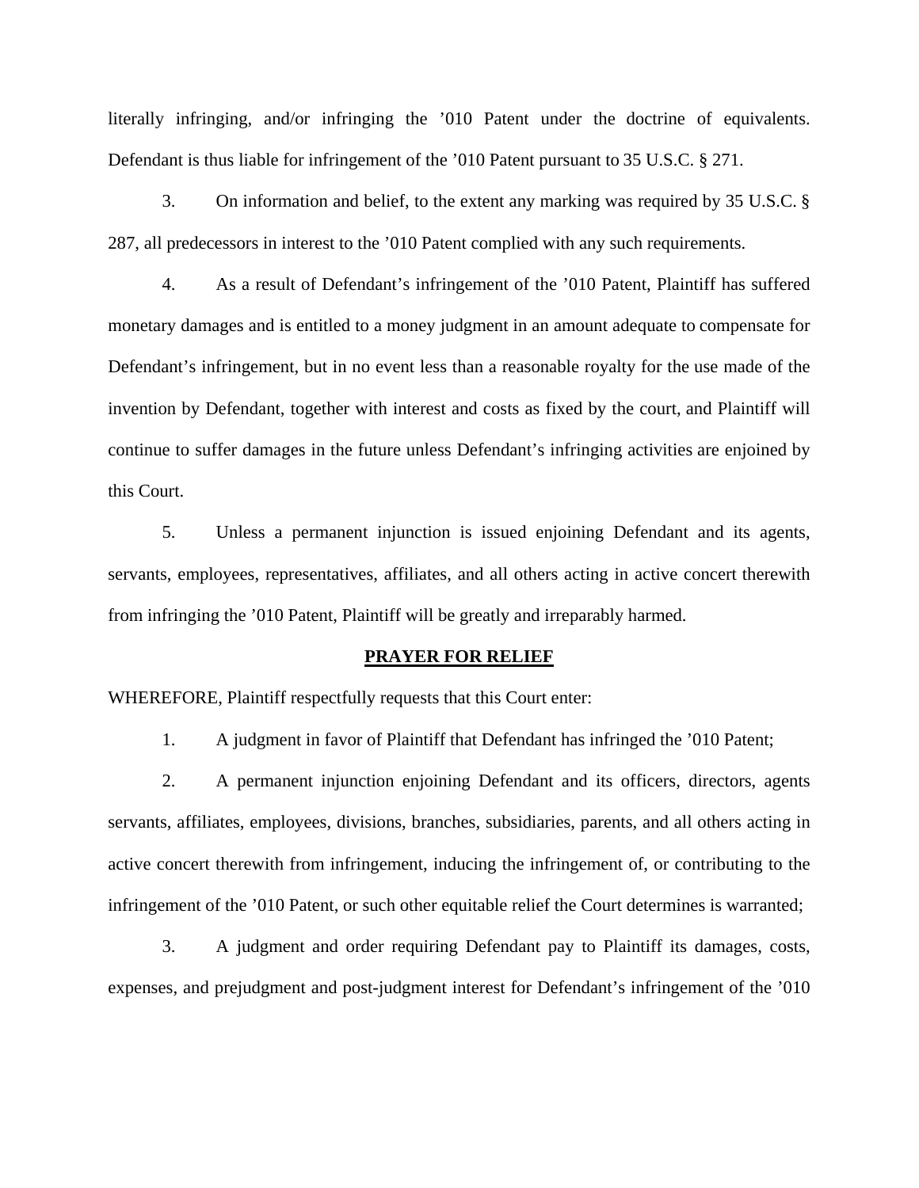literally infringing, and/or infringing the ’010 Patent under the doctrine of equivalents. Defendant is thus liable for infringement of the ’010 Patent pursuant to 35 U.S.C. § 271.

3. On information and belief, to the extent any marking was required by 35 U.S.C. § 287, all predecessors in interest to the ’010 Patent complied with any such requirements.

4. As a result of Defendant’s infringement of the ’010 Patent, Plaintiff has suffered monetary damages and is entitled to a money judgment in an amount adequate to compensate for Defendant’s infringement, but in no event less than a reasonable royalty for the use made of the invention by Defendant, together with interest and costs as fixed by the court, and Plaintiff will continue to suffer damages in the future unless Defendant’s infringing activities are enjoined by this Court.

5. Unless a permanent injunction is issued enjoining Defendant and its agents, servants, employees, representatives, affiliates, and all others acting in active concert therewith from infringing the ’010 Patent, Plaintiff will be greatly and irreparably harmed.

## PRAYER FOR RELIEF

WHEREFORE, Plaintiff respectfully requests that this Court enter:

1. A judgment in favor of Plaintiff that Defendant has infringed the ’010 Patent;

2. A permanent injunction enjoining Defendant and its officers, directors, agents servants, affiliates, employees, divisions, branches, subsidiaries, parents, and all others acting in active concert therewith from infringement, inducing the infringement of, or contributing to the infringement of the ’010 Patent, or such other equitable relief the Court determines is warranted;

3. A judgment and order requiring Defendant pay to Plaintiff its damages, costs, expenses, and prejudgment and post-judgment interest for Defendant’s infringement of the ’010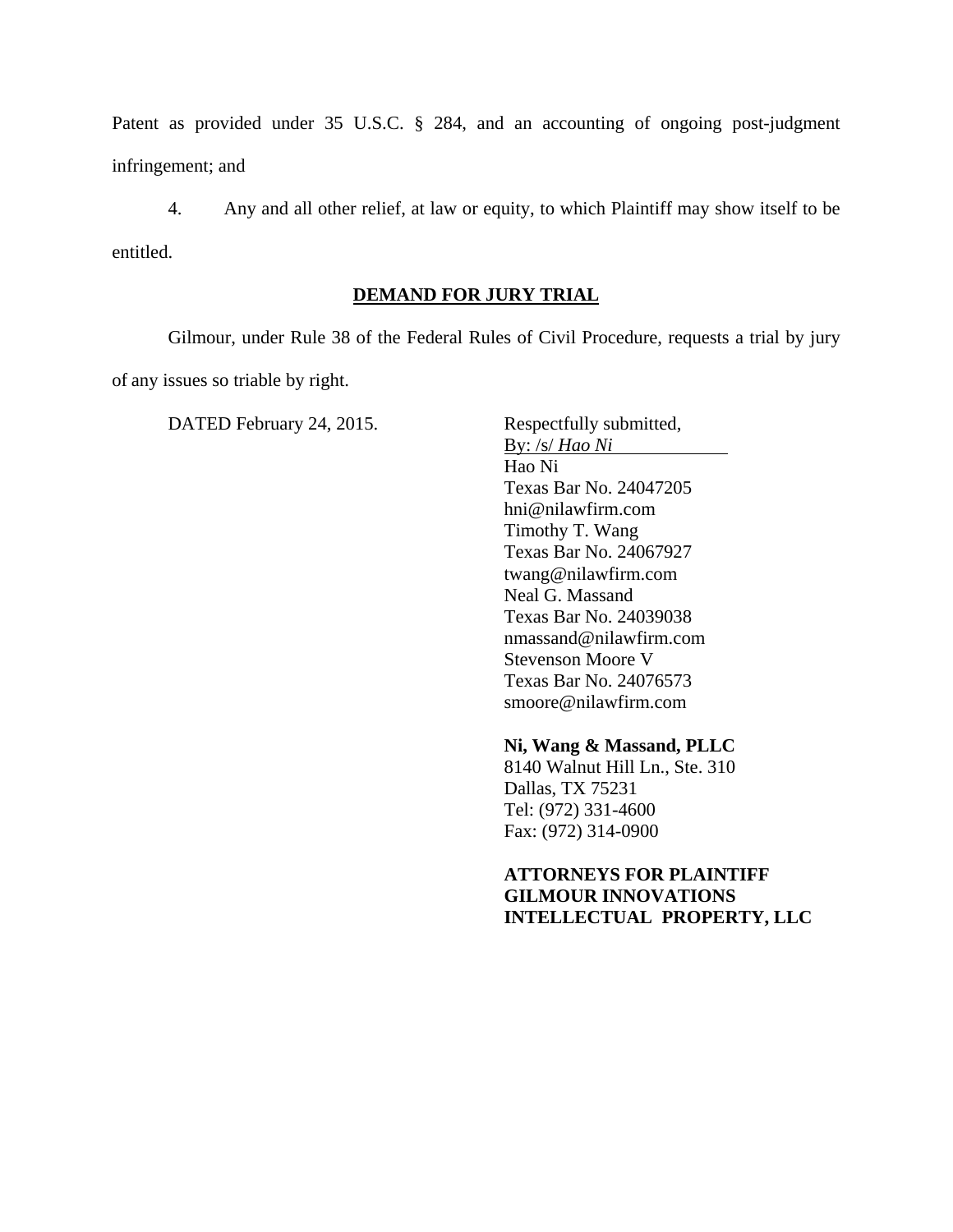Patent as provided under 35 U.S.C. § 284, and an accounting of ongoing post-judgment infringement; and

4. Any and all other relief, at law or equity, to which Plaintiff may show itself to be entitled.

## DEMAND FOR JURY TRIAL

Gilmour, under Rule 38 of the Federal Rules of Civil Procedure, requests a trial by jury of any issues so triable by right.

DATED February 24, 2015.

Respectfully submitted,
By: /s/ *Hao Ni*
Hao Ni
Texas Bar No. 24047205
hni@nilawfirm.com
Timothy T. Wang
Texas Bar No. 24067927
twang@nilawfirm.com
Neal G. Massand
Texas Bar No. 24039038
nmassand@nilawfirm.com
Stevenson Moore V
Texas Bar No. 24076573
smoore@nilawfirm.com

**Ni, Wang & Massand, PLLC**
8140 Walnut Hill Ln., Ste. 310
Dallas, TX 75231
Tel: (972) 331-4600
Fax: (972) 314-0900

**ATTORNEYS FOR PLAINTIFF GILMOUR INNOVATIONS INTELLECTUAL PROPERTY, LLC**